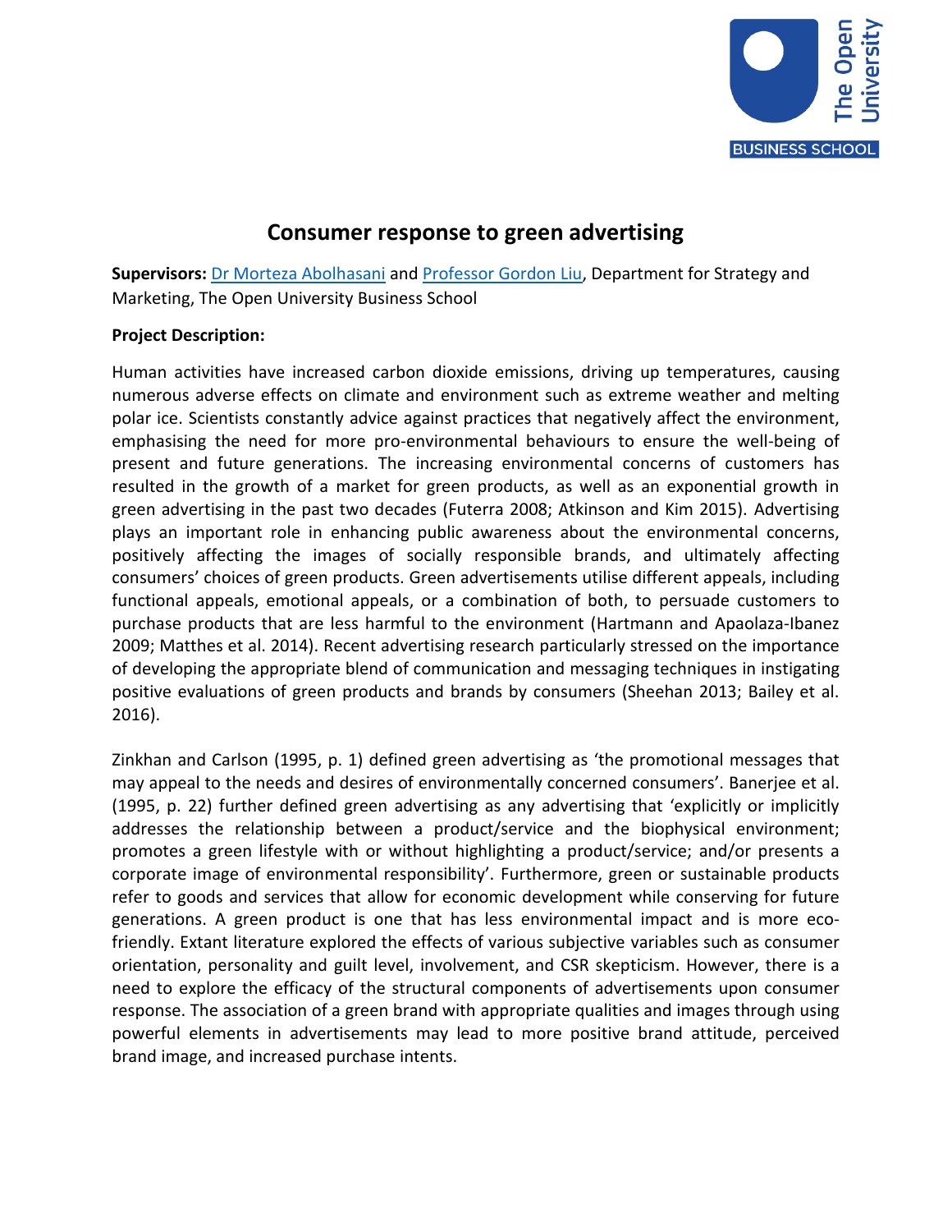# Consumer response to green advertising

**Supervisors:** Dr Morteza Abolhasani and Professor Gordon Liu, Department for Strategy and Marketing, The Open University Business School

**Project Description:**

Human activities have increased carbon dioxide emissions, driving up temperatures, causing numerous adverse effects on climate and environment such as extreme weather and melting polar ice. Scientists constantly advice against practices that negatively affect the environment, emphasising the need for more pro-environmental behaviours to ensure the well-being of present and future generations. The increasing environmental concerns of customers has resulted in the growth of a market for green products, as well as an exponential growth in green advertising in the past two decades (Futerra 2008; Atkinson and Kim 2015). Advertising plays an important role in enhancing public awareness about the environmental concerns, positively affecting the images of socially responsible brands, and ultimately affecting consumers' choices of green products. Green advertisements utilise different appeals, including functional appeals, emotional appeals, or a combination of both, to persuade customers to purchase products that are less harmful to the environment (Hartmann and Apaolaza-Ibanez 2009; Matthes et al. 2014). Recent advertising research particularly stressed on the importance of developing the appropriate blend of communication and messaging techniques in instigating positive evaluations of green products and brands by consumers (Sheehan 2013; Bailey et al. 2016).

Zinkhan and Carlson (1995, p. 1) defined green advertising as 'the promotional messages that may appeal to the needs and desires of environmentally concerned consumers'. Banerjee et al. (1995, p. 22) further defined green advertising as any advertising that 'explicitly or implicitly addresses the relationship between a product/service and the biophysical environment; promotes a green lifestyle with or without highlighting a product/service; and/or presents a corporate image of environmental responsibility'. Furthermore, green or sustainable products refer to goods and services that allow for economic development while conserving for future generations. A green product is one that has less environmental impact and is more eco-friendly. Extant literature explored the effects of various subjective variables such as consumer orientation, personality and guilt level, involvement, and CSR skepticism. However, there is a need to explore the efficacy of the structural components of advertisements upon consumer response. The association of a green brand with appropriate qualities and images through using powerful elements in advertisements may lead to more positive brand attitude, perceived brand image, and increased purchase intents.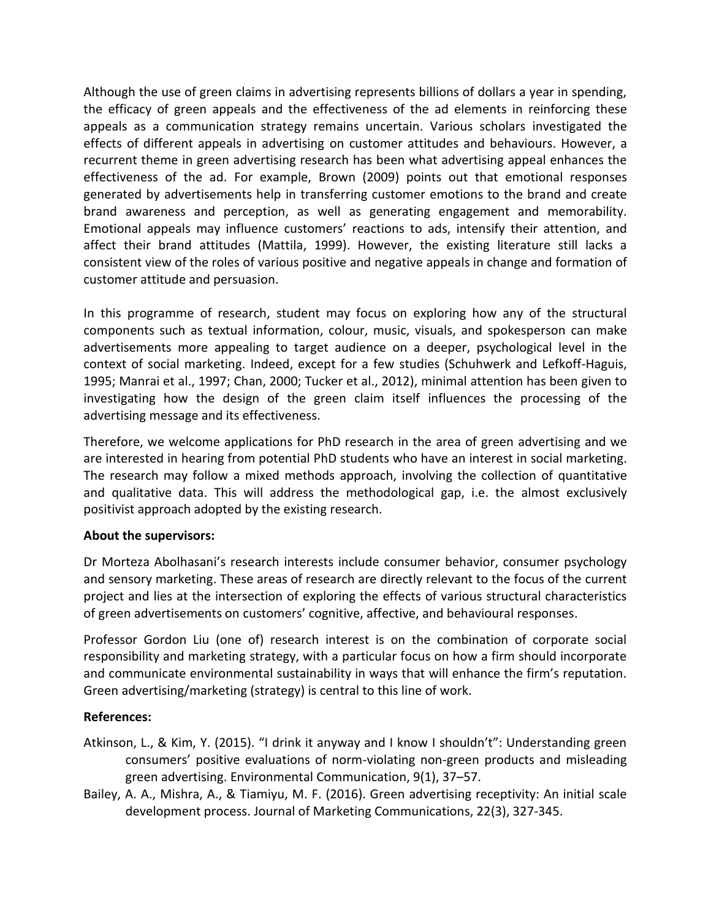Although the use of green claims in advertising represents billions of dollars a year in spending, the efficacy of green appeals and the effectiveness of the ad elements in reinforcing these appeals as a communication strategy remains uncertain. Various scholars investigated the effects of different appeals in advertising on customer attitudes and behaviours. However, a recurrent theme in green advertising research has been what advertising appeal enhances the effectiveness of the ad. For example, Brown (2009) points out that emotional responses generated by advertisements help in transferring customer emotions to the brand and create brand awareness and perception, as well as generating engagement and memorability. Emotional appeals may influence customers' reactions to ads, intensify their attention, and affect their brand attitudes (Mattila, 1999). However, the existing literature still lacks a consistent view of the roles of various positive and negative appeals in change and formation of customer attitude and persuasion.

In this programme of research, student may focus on exploring how any of the structural components such as textual information, colour, music, visuals, and spokesperson can make advertisements more appealing to target audience on a deeper, psychological level in the context of social marketing. Indeed, except for a few studies (Schuhwerk and Lefkoff-Haguis, 1995; Manrai et al., 1997; Chan, 2000; Tucker et al., 2012), minimal attention has been given to investigating how the design of the green claim itself influences the processing of the advertising message and its effectiveness.

Therefore, we welcome applications for PhD research in the area of green advertising and we are interested in hearing from potential PhD students who have an interest in social marketing. The research may follow a mixed methods approach, involving the collection of quantitative and qualitative data. This will address the methodological gap, i.e. the almost exclusively positivist approach adopted by the existing research.

**About the supervisors:**

Dr Morteza Abolhasani's research interests include consumer behavior, consumer psychology and sensory marketing. These areas of research are directly relevant to the focus of the current project and lies at the intersection of exploring the effects of various structural characteristics of green advertisements on customers' cognitive, affective, and behavioural responses.

Professor Gordon Liu (one of) research interest is on the combination of corporate social responsibility and marketing strategy, with a particular focus on how a firm should incorporate and communicate environmental sustainability in ways that will enhance the firm's reputation. Green advertising/marketing (strategy) is central to this line of work.

**References:**

Atkinson, L., & Kim, Y. (2015). "I drink it anyway and I know I shouldn't": Understanding green consumers' positive evaluations of norm-violating non-green products and misleading green advertising. Environmental Communication, 9(1), 37–57.

Bailey, A. A., Mishra, A., & Tiamiyu, M. F. (2016). Green advertising receptivity: An initial scale development process. Journal of Marketing Communications, 22(3), 327-345.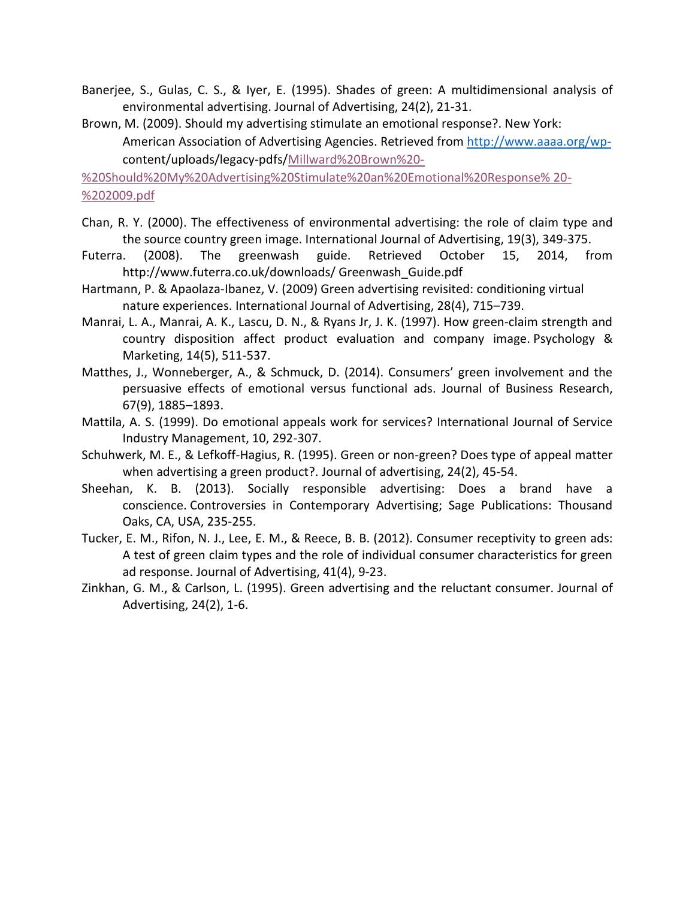Banerjee, S., Gulas, C. S., & Iyer, E. (1995). Shades of green: A multidimensional analysis of environmental advertising. Journal of Advertising, 24(2), 21-31.

Brown, M. (2009). Should my advertising stimulate an emotional response?. New York: American Association of Advertising Agencies. Retrieved from http://www.aaaa.org/wp-content/uploads/legacy-pdfs/Millward%20Brown%20-%20Should%20My%20Advertising%20Stimulate%20an%20Emotional%20Response% 20-%202009.pdf

Chan, R. Y. (2000). The effectiveness of environmental advertising: the role of claim type and the source country green image. International Journal of Advertising, 19(3), 349-375.

Futerra. (2008). The greenwash guide. Retrieved October 15, 2014, from http://www.futerra.co.uk/downloads/ Greenwash_Guide.pdf

Hartmann, P. & Apaolaza-Ibanez, V. (2009) Green advertising revisited: conditioning virtual nature experiences. International Journal of Advertising, 28(4), 715–739.

Manrai, L. A., Manrai, A. K., Lascu, D. N., & Ryans Jr, J. K. (1997). How green-claim strength and country disposition affect product evaluation and company image. Psychology & Marketing, 14(5), 511-537.

Matthes, J., Wonneberger, A., & Schmuck, D. (2014). Consumers' green involvement and the persuasive effects of emotional versus functional ads. Journal of Business Research, 67(9), 1885–1893.

Mattila, A. S. (1999). Do emotional appeals work for services? International Journal of Service Industry Management, 10, 292-307.

Schuhwerk, M. E., & Lefkoff-Hagius, R. (1995). Green or non-green? Does type of appeal matter when advertising a green product?. Journal of advertising, 24(2), 45-54.

Sheehan, K. B. (2013). Socially responsible advertising: Does a brand have a conscience. Controversies in Contemporary Advertising; Sage Publications: Thousand Oaks, CA, USA, 235-255.

Tucker, E. M., Rifon, N. J., Lee, E. M., & Reece, B. B. (2012). Consumer receptivity to green ads: A test of green claim types and the role of individual consumer characteristics for green ad response. Journal of Advertising, 41(4), 9-23.

Zinkhan, G. M., & Carlson, L. (1995). Green advertising and the reluctant consumer. Journal of Advertising, 24(2), 1-6.